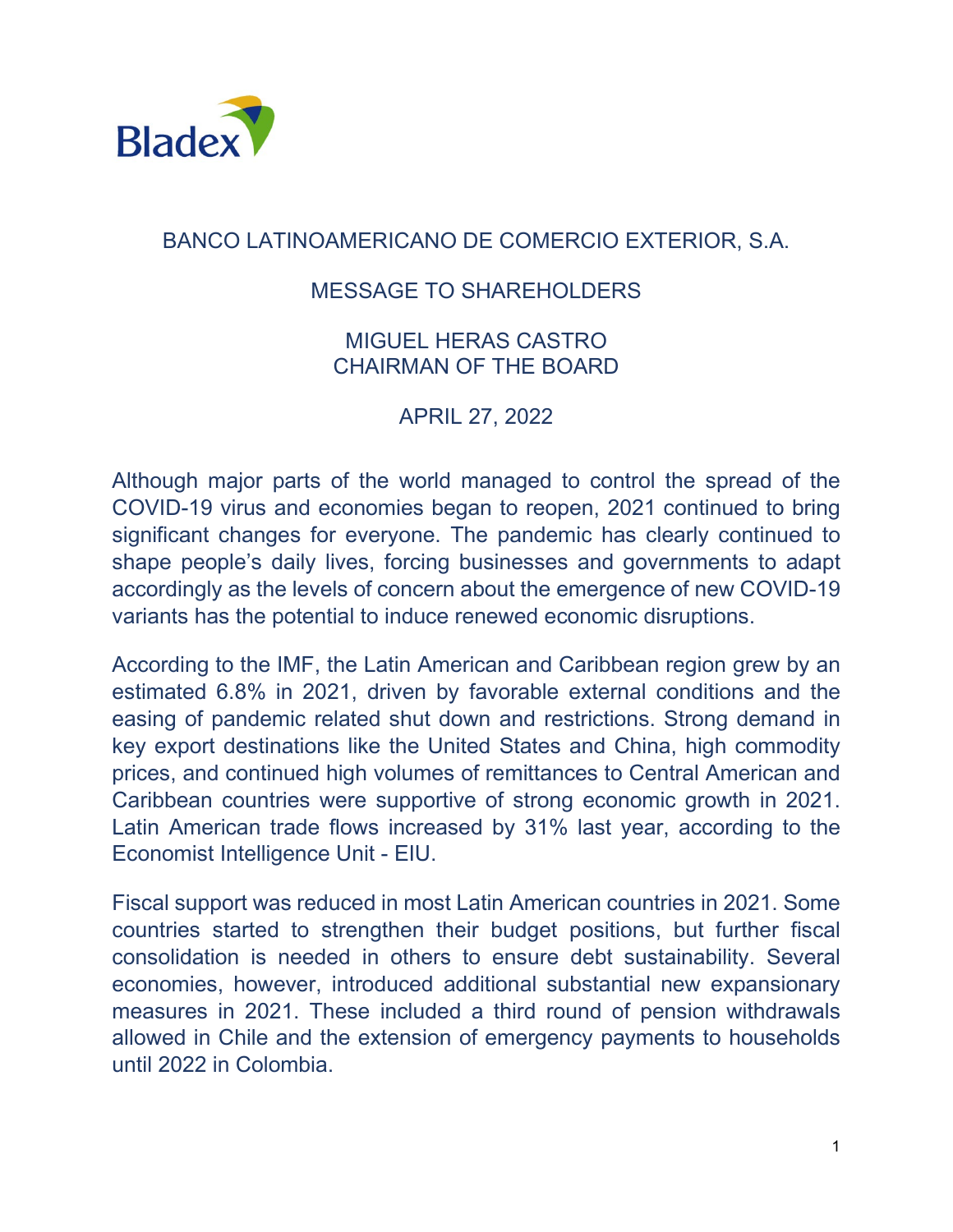# BANCO LATINOAMERICANO DE COMERCIO EXTERIOR, S.A.

## MESSAGE TO SHAREHOLDERS

### MIGUEL HERAS CASTRO
### CHAIRMAN OF THE BOARD

APRIL 27, 2022

Although major parts of the world managed to control the spread of the COVID-19 virus and economies began to reopen, 2021 continued to bring significant changes for everyone. The pandemic has clearly continued to shape people's daily lives, forcing businesses and governments to adapt accordingly as the levels of concern about the emergence of new COVID-19 variants has the potential to induce renewed economic disruptions.

According to the IMF, the Latin American and Caribbean region grew by an estimated 6.8% in 2021, driven by favorable external conditions and the easing of pandemic related shut down and restrictions. Strong demand in key export destinations like the United States and China, high commodity prices, and continued high volumes of remittances to Central American and Caribbean countries were supportive of strong economic growth in 2021. Latin American trade flows increased by 31% last year, according to the Economist Intelligence Unit - EIU.

Fiscal support was reduced in most Latin American countries in 2021. Some countries started to strengthen their budget positions, but further fiscal consolidation is needed in others to ensure debt sustainability. Several economies, however, introduced additional substantial new expansionary measures in 2021. These included a third round of pension withdrawals allowed in Chile and the extension of emergency payments to households until 2022 in Colombia.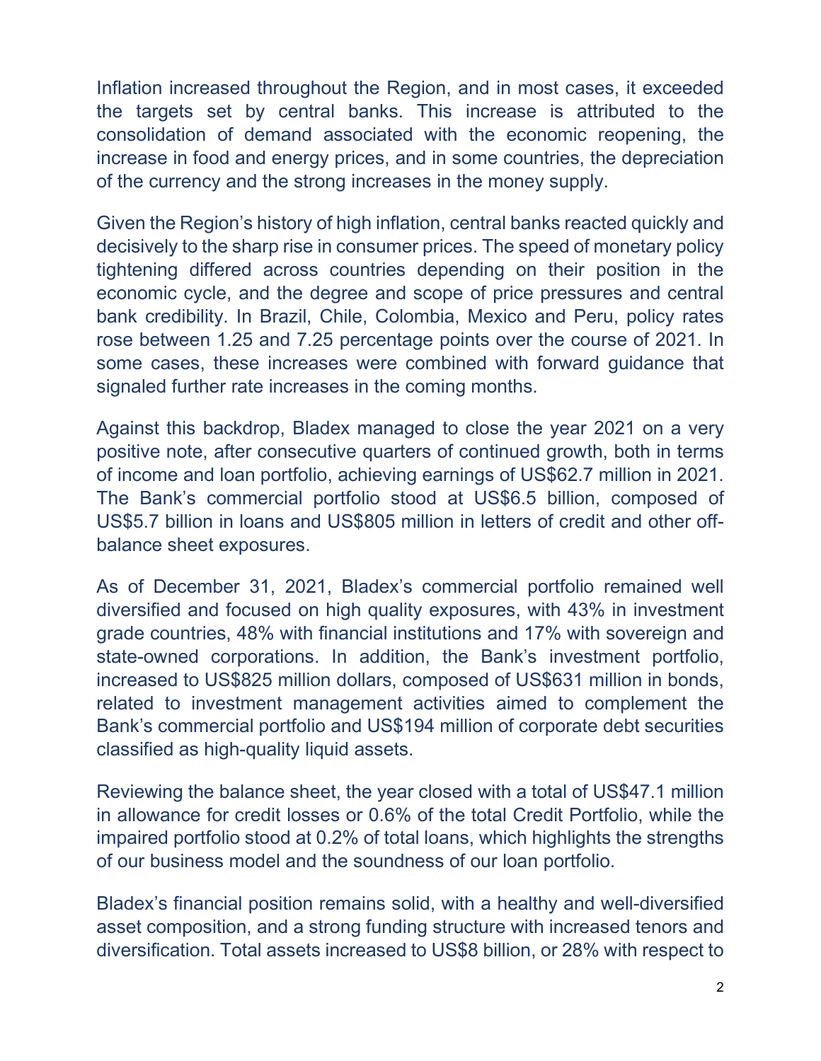Inflation increased throughout the Region, and in most cases, it exceeded the targets set by central banks. This increase is attributed to the consolidation of demand associated with the economic reopening, the increase in food and energy prices, and in some countries, the depreciation of the currency and the strong increases in the money supply.

Given the Region's history of high inflation, central banks reacted quickly and decisively to the sharp rise in consumer prices. The speed of monetary policy tightening differed across countries depending on their position in the economic cycle, and the degree and scope of price pressures and central bank credibility. In Brazil, Chile, Colombia, Mexico and Peru, policy rates rose between 1.25 and 7.25 percentage points over the course of 2021. In some cases, these increases were combined with forward guidance that signaled further rate increases in the coming months.

Against this backdrop, Bladex managed to close the year 2021 on a very positive note, after consecutive quarters of continued growth, both in terms of income and loan portfolio, achieving earnings of US$62.7 million in 2021. The Bank's commercial portfolio stood at US$6.5 billion, composed of US$5.7 billion in loans and US$805 million in letters of credit and other off-balance sheet exposures.

As of December 31, 2021, Bladex's commercial portfolio remained well diversified and focused on high quality exposures, with 43% in investment grade countries, 48% with financial institutions and 17% with sovereign and state-owned corporations. In addition, the Bank's investment portfolio, increased to US$825 million dollars, composed of US$631 million in bonds, related to investment management activities aimed to complement the Bank's commercial portfolio and US$194 million of corporate debt securities classified as high-quality liquid assets.

Reviewing the balance sheet, the year closed with a total of US$47.1 million in allowance for credit losses or 0.6% of the total Credit Portfolio, while the impaired portfolio stood at 0.2% of total loans, which highlights the strengths of our business model and the soundness of our loan portfolio.

Bladex's financial position remains solid, with a healthy and well-diversified asset composition, and a strong funding structure with increased tenors and diversification. Total assets increased to US$8 billion, or 28% with respect to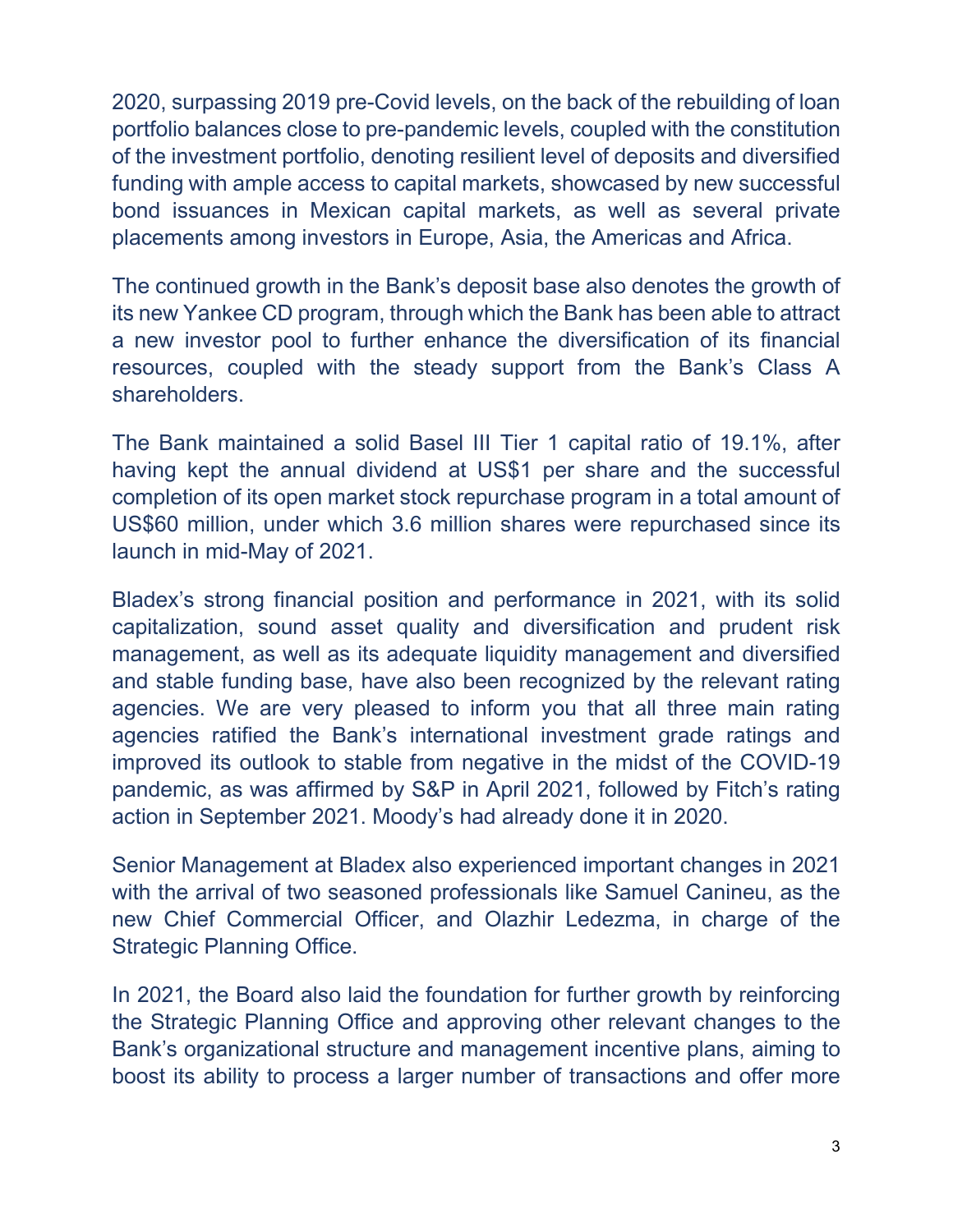2020, surpassing 2019 pre-Covid levels, on the back of the rebuilding of loan portfolio balances close to pre-pandemic levels, coupled with the constitution of the investment portfolio, denoting resilient level of deposits and diversified funding with ample access to capital markets, showcased by new successful bond issuances in Mexican capital markets, as well as several private placements among investors in Europe, Asia, the Americas and Africa.

The continued growth in the Bank's deposit base also denotes the growth of its new Yankee CD program, through which the Bank has been able to attract a new investor pool to further enhance the diversification of its financial resources, coupled with the steady support from the Bank's Class A shareholders.

The Bank maintained a solid Basel III Tier 1 capital ratio of 19.1%, after having kept the annual dividend at US$1 per share and the successful completion of its open market stock repurchase program in a total amount of US$60 million, under which 3.6 million shares were repurchased since its launch in mid-May of 2021.

Bladex's strong financial position and performance in 2021, with its solid capitalization, sound asset quality and diversification and prudent risk management, as well as its adequate liquidity management and diversified and stable funding base, have also been recognized by the relevant rating agencies. We are very pleased to inform you that all three main rating agencies ratified the Bank's international investment grade ratings and improved its outlook to stable from negative in the midst of the COVID-19 pandemic, as was affirmed by S&P in April 2021, followed by Fitch's rating action in September 2021. Moody's had already done it in 2020.

Senior Management at Bladex also experienced important changes in 2021 with the arrival of two seasoned professionals like Samuel Canineu, as the new Chief Commercial Officer, and Olazhir Ledezma, in charge of the Strategic Planning Office.

In 2021, the Board also laid the foundation for further growth by reinforcing the Strategic Planning Office and approving other relevant changes to the Bank's organizational structure and management incentive plans, aiming to boost its ability to process a larger number of transactions and offer more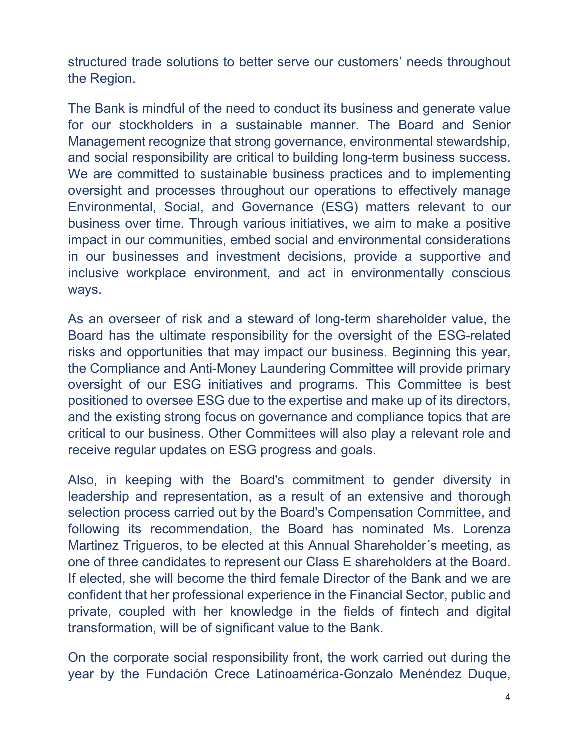structured trade solutions to better serve our customers' needs throughout the Region.

The Bank is mindful of the need to conduct its business and generate value for our stockholders in a sustainable manner. The Board and Senior Management recognize that strong governance, environmental stewardship, and social responsibility are critical to building long-term business success. We are committed to sustainable business practices and to implementing oversight and processes throughout our operations to effectively manage Environmental, Social, and Governance (ESG) matters relevant to our business over time. Through various initiatives, we aim to make a positive impact in our communities, embed social and environmental considerations in our businesses and investment decisions, provide a supportive and inclusive workplace environment, and act in environmentally conscious ways.

As an overseer of risk and a steward of long-term shareholder value, the Board has the ultimate responsibility for the oversight of the ESG-related risks and opportunities that may impact our business. Beginning this year, the Compliance and Anti-Money Laundering Committee will provide primary oversight of our ESG initiatives and programs. This Committee is best positioned to oversee ESG due to the expertise and make up of its directors, and the existing strong focus on governance and compliance topics that are critical to our business. Other Committees will also play a relevant role and receive regular updates on ESG progress and goals.

Also, in keeping with the Board's commitment to gender diversity in leadership and representation, as a result of an extensive and thorough selection process carried out by the Board's Compensation Committee, and following its recommendation, the Board has nominated Ms. Lorenza Martinez Trigueros, to be elected at this Annual Shareholder´s meeting, as one of three candidates to represent our Class E shareholders at the Board. If elected, she will become the third female Director of the Bank and we are confident that her professional experience in the Financial Sector, public and private, coupled with her knowledge in the fields of fintech and digital transformation, will be of significant value to the Bank.

On the corporate social responsibility front, the work carried out during the year by the Fundación Crece Latinoamérica-Gonzalo Menéndez Duque,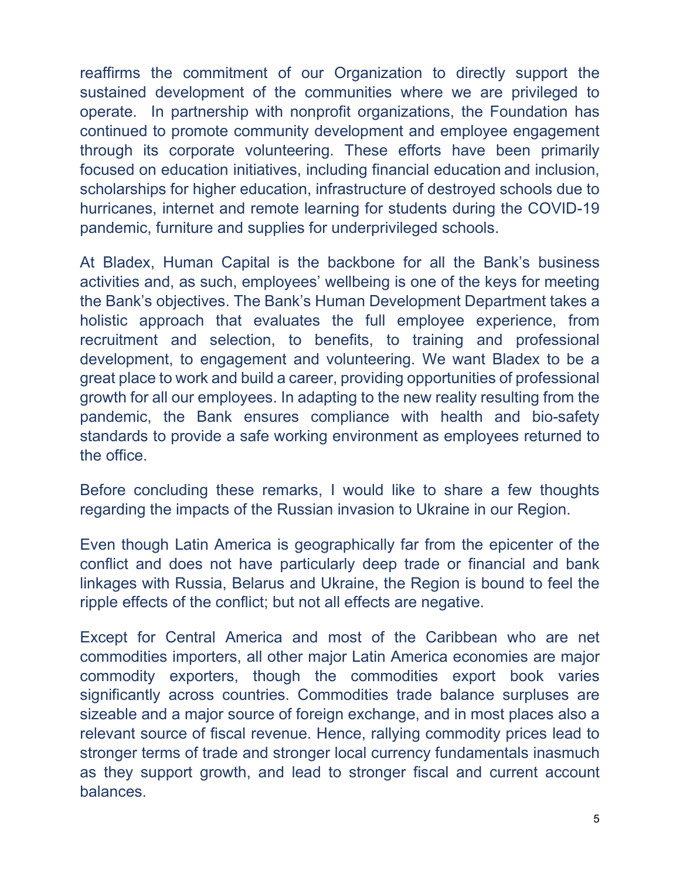reaffirms the commitment of our Organization to directly support the sustained development of the communities where we are privileged to operate. In partnership with nonprofit organizations, the Foundation has continued to promote community development and employee engagement through its corporate volunteering. These efforts have been primarily focused on education initiatives, including financial education and inclusion, scholarships for higher education, infrastructure of destroyed schools due to hurricanes, internet and remote learning for students during the COVID-19 pandemic, furniture and supplies for underprivileged schools.

At Bladex, Human Capital is the backbone for all the Bank's business activities and, as such, employees' wellbeing is one of the keys for meeting the Bank's objectives. The Bank's Human Development Department takes a holistic approach that evaluates the full employee experience, from recruitment and selection, to benefits, to training and professional development, to engagement and volunteering. We want Bladex to be a great place to work and build a career, providing opportunities of professional growth for all our employees. In adapting to the new reality resulting from the pandemic, the Bank ensures compliance with health and bio-safety standards to provide a safe working environment as employees returned to the office.

Before concluding these remarks, I would like to share a few thoughts regarding the impacts of the Russian invasion to Ukraine in our Region.

Even though Latin America is geographically far from the epicenter of the conflict and does not have particularly deep trade or financial and bank linkages with Russia, Belarus and Ukraine, the Region is bound to feel the ripple effects of the conflict; but not all effects are negative.

Except for Central America and most of the Caribbean who are net commodities importers, all other major Latin America economies are major commodity exporters, though the commodities export book varies significantly across countries. Commodities trade balance surpluses are sizeable and a major source of foreign exchange, and in most places also a relevant source of fiscal revenue. Hence, rallying commodity prices lead to stronger terms of trade and stronger local currency fundamentals inasmuch as they support growth, and lead to stronger fiscal and current account balances.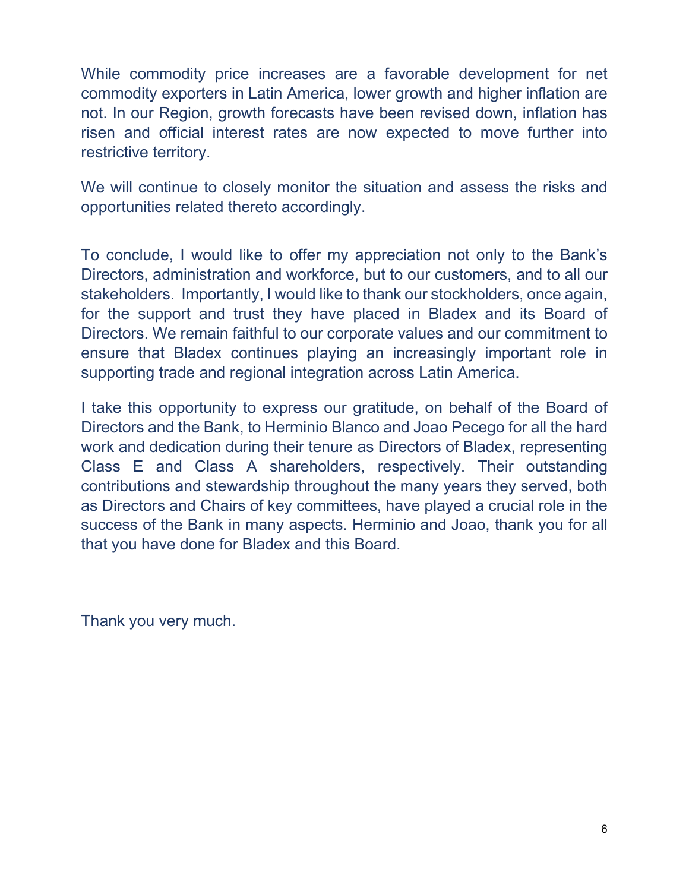While commodity price increases are a favorable development for net commodity exporters in Latin America, lower growth and higher inflation are not. In our Region, growth forecasts have been revised down, inflation has risen and official interest rates are now expected to move further into restrictive territory.

We will continue to closely monitor the situation and assess the risks and opportunities related thereto accordingly.

To conclude, I would like to offer my appreciation not only to the Bank's Directors, administration and workforce, but to our customers, and to all our stakeholders. Importantly, I would like to thank our stockholders, once again, for the support and trust they have placed in Bladex and its Board of Directors. We remain faithful to our corporate values and our commitment to ensure that Bladex continues playing an increasingly important role in supporting trade and regional integration across Latin America.

I take this opportunity to express our gratitude, on behalf of the Board of Directors and the Bank, to Herminio Blanco and Joao Pecego for all the hard work and dedication during their tenure as Directors of Bladex, representing Class E and Class A shareholders, respectively. Their outstanding contributions and stewardship throughout the many years they served, both as Directors and Chairs of key committees, have played a crucial role in the success of the Bank in many aspects. Herminio and Joao, thank you for all that you have done for Bladex and this Board.

Thank you very much.